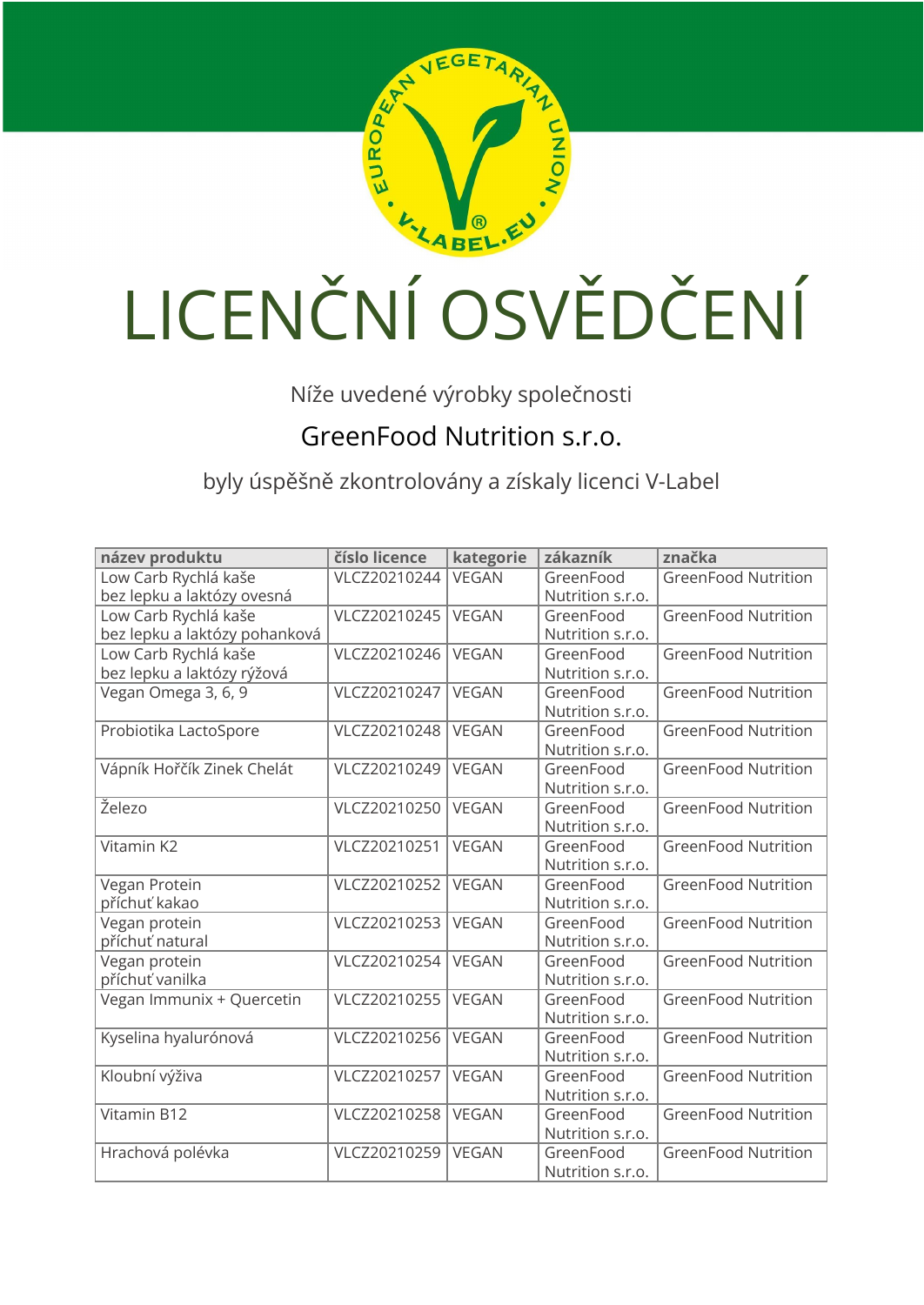# LICENČNÍ OSVĚDČENÍ

Níže uvedené výrobky společnosti

GreenFood Nutrition s.r.o.

byly úspěšně zkontrolovány a získaly licenci V-Label

| název produktu | číslo licence | kategorie | zákazník | značka |
|---|---|---|---|---|
| Low Carb Rychlá kaše bez lepku a laktózy ovesná | VLCZ20210244 | VEGAN | GreenFood Nutrition s.r.o. | GreenFood Nutrition |
| Low Carb Rychlá kaše bez lepku a laktózy pohanková | VLCZ20210245 | VEGAN | GreenFood Nutrition s.r.o. | GreenFood Nutrition |
| Low Carb Rychlá kaše bez lepku a laktózy rýžová | VLCZ20210246 | VEGAN | GreenFood Nutrition s.r.o. | GreenFood Nutrition |
| Vegan Omega 3, 6, 9 | VLCZ20210247 | VEGAN | GreenFood Nutrition s.r.o. | GreenFood Nutrition |
| Probiotika LactoSpore | VLCZ20210248 | VEGAN | GreenFood Nutrition s.r.o. | GreenFood Nutrition |
| Vápník Hořčík Zinek Chelát | VLCZ20210249 | VEGAN | GreenFood Nutrition s.r.o. | GreenFood Nutrition |
| Železo | VLCZ20210250 | VEGAN | GreenFood Nutrition s.r.o. | GreenFood Nutrition |
| Vitamin K2 | VLCZ20210251 | VEGAN | GreenFood Nutrition s.r.o. | GreenFood Nutrition |
| Vegan Protein příchuť kakao | VLCZ20210252 | VEGAN | GreenFood Nutrition s.r.o. | GreenFood Nutrition |
| Vegan protein příchuť natural | VLCZ20210253 | VEGAN | GreenFood Nutrition s.r.o. | GreenFood Nutrition |
| Vegan protein příchuť vanilka | VLCZ20210254 | VEGAN | GreenFood Nutrition s.r.o. | GreenFood Nutrition |
| Vegan Immunix + Quercetin | VLCZ20210255 | VEGAN | GreenFood Nutrition s.r.o. | GreenFood Nutrition |
| Kyselina hyalurónová | VLCZ20210256 | VEGAN | GreenFood Nutrition s.r.o. | GreenFood Nutrition |
| Kloubní výživa | VLCZ20210257 | VEGAN | GreenFood Nutrition s.r.o. | GreenFood Nutrition |
| Vitamin B12 | VLCZ20210258 | VEGAN | GreenFood Nutrition s.r.o. | GreenFood Nutrition |
| Hrachová polévka | VLCZ20210259 | VEGAN | GreenFood Nutrition s.r.o. | GreenFood Nutrition |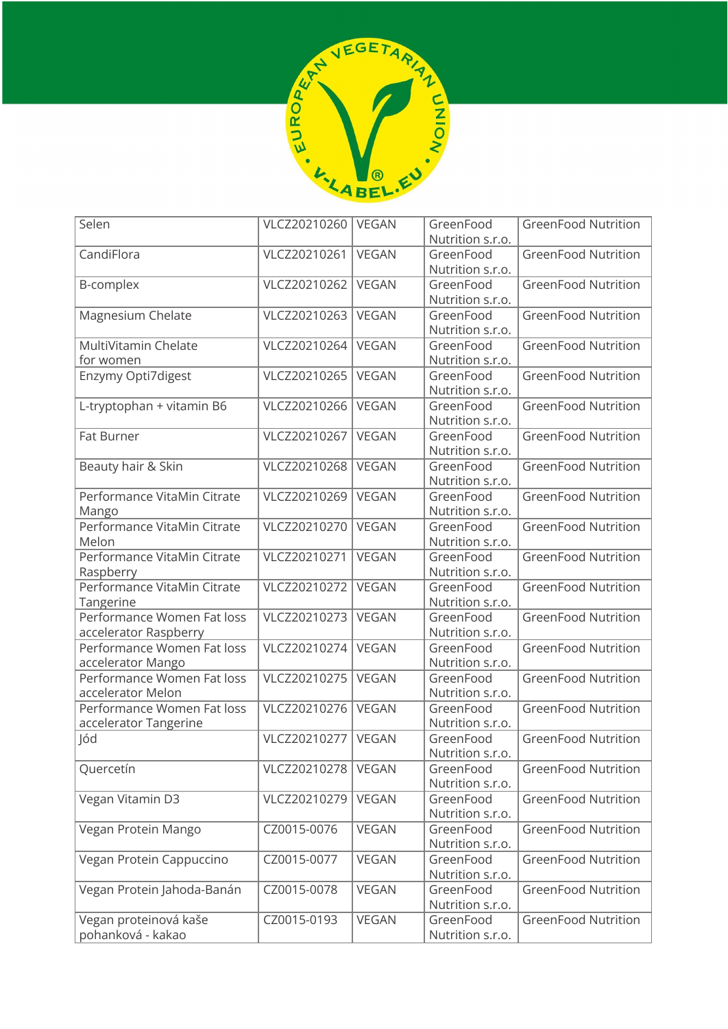| Selen | VLCZ20210260 | VEGAN | GreenFood Nutrition s.r.o. | GreenFood Nutrition |
|---|---|---|---|---|
| CandiFlora | VLCZ20210261 | VEGAN | GreenFood Nutrition s.r.o. | GreenFood Nutrition |
| B-complex | VLCZ20210262 | VEGAN | GreenFood Nutrition s.r.o. | GreenFood Nutrition |
| Magnesium Chelate | VLCZ20210263 | VEGAN | GreenFood Nutrition s.r.o. | GreenFood Nutrition |
| MultiVitamin Chelate for women | VLCZ20210264 | VEGAN | GreenFood Nutrition s.r.o. | GreenFood Nutrition |
| Enzymy Opti7digest | VLCZ20210265 | VEGAN | GreenFood Nutrition s.r.o. | GreenFood Nutrition |
| L-tryptophan + vitamin B6 | VLCZ20210266 | VEGAN | GreenFood Nutrition s.r.o. | GreenFood Nutrition |
| Fat Burner | VLCZ20210267 | VEGAN | GreenFood Nutrition s.r.o. | GreenFood Nutrition |
| Beauty hair & Skin | VLCZ20210268 | VEGAN | GreenFood Nutrition s.r.o. | GreenFood Nutrition |
| Performance VitaMin Citrate Mango | VLCZ20210269 | VEGAN | GreenFood Nutrition s.r.o. | GreenFood Nutrition |
| Performance VitaMin Citrate Melon | VLCZ20210270 | VEGAN | GreenFood Nutrition s.r.o. | GreenFood Nutrition |
| Performance VitaMin Citrate Raspberry | VLCZ20210271 | VEGAN | GreenFood Nutrition s.r.o. | GreenFood Nutrition |
| Performance VitaMin Citrate Tangerine | VLCZ20210272 | VEGAN | GreenFood Nutrition s.r.o. | GreenFood Nutrition |
| Performance Women Fat loss accelerator Raspberry | VLCZ20210273 | VEGAN | GreenFood Nutrition s.r.o. | GreenFood Nutrition |
| Performance Women Fat loss accelerator Mango | VLCZ20210274 | VEGAN | GreenFood Nutrition s.r.o. | GreenFood Nutrition |
| Performance Women Fat loss accelerator Melon | VLCZ20210275 | VEGAN | GreenFood Nutrition s.r.o. | GreenFood Nutrition |
| Performance Women Fat loss accelerator Tangerine | VLCZ20210276 | VEGAN | GreenFood Nutrition s.r.o. | GreenFood Nutrition |
| Jód | VLCZ20210277 | VEGAN | GreenFood Nutrition s.r.o. | GreenFood Nutrition |
| Quercetín | VLCZ20210278 | VEGAN | GreenFood Nutrition s.r.o. | GreenFood Nutrition |
| Vegan Vitamin D3 | VLCZ20210279 | VEGAN | GreenFood Nutrition s.r.o. | GreenFood Nutrition |
| Vegan Protein Mango | CZ0015-0076 | VEGAN | GreenFood Nutrition s.r.o. | GreenFood Nutrition |
| Vegan Protein Cappuccino | CZ0015-0077 | VEGAN | GreenFood Nutrition s.r.o. | GreenFood Nutrition |
| Vegan Protein Jahoda-Banán | CZ0015-0078 | VEGAN | GreenFood Nutrition s.r.o. | GreenFood Nutrition |
| Vegan proteinová kaše pohanková - kakao | CZ0015-0193 | VEGAN | GreenFood Nutrition s.r.o. | GreenFood Nutrition |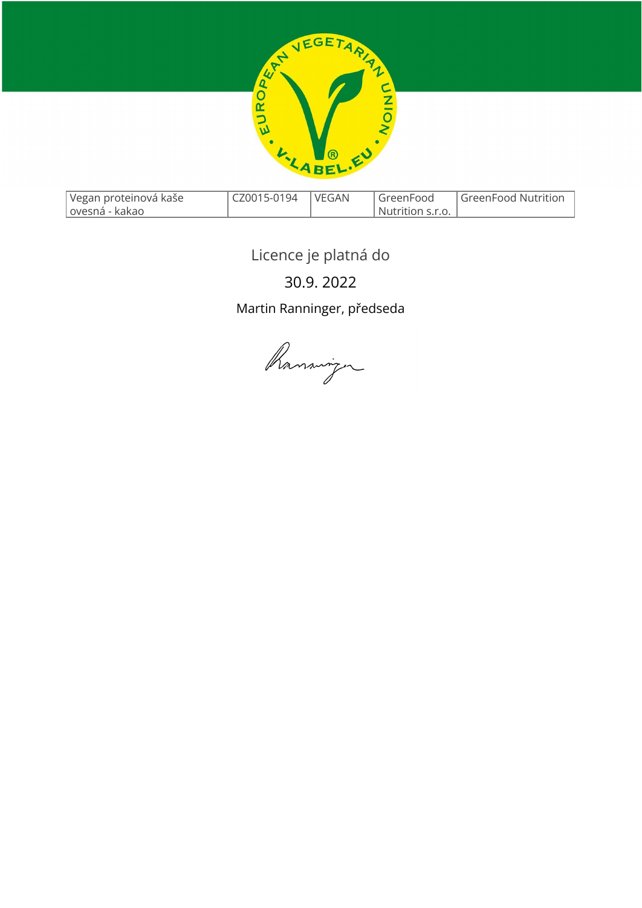| | | | | |
|---|---|---|---|---|
| Vegan proteinová kaše ovesná - kakao | CZ0015-0194 | VEGAN | GreenFood Nutrition s.r.o. | GreenFood Nutrition |

Licence je platná do

30.9. 2022

Martin Ranninger, předseda